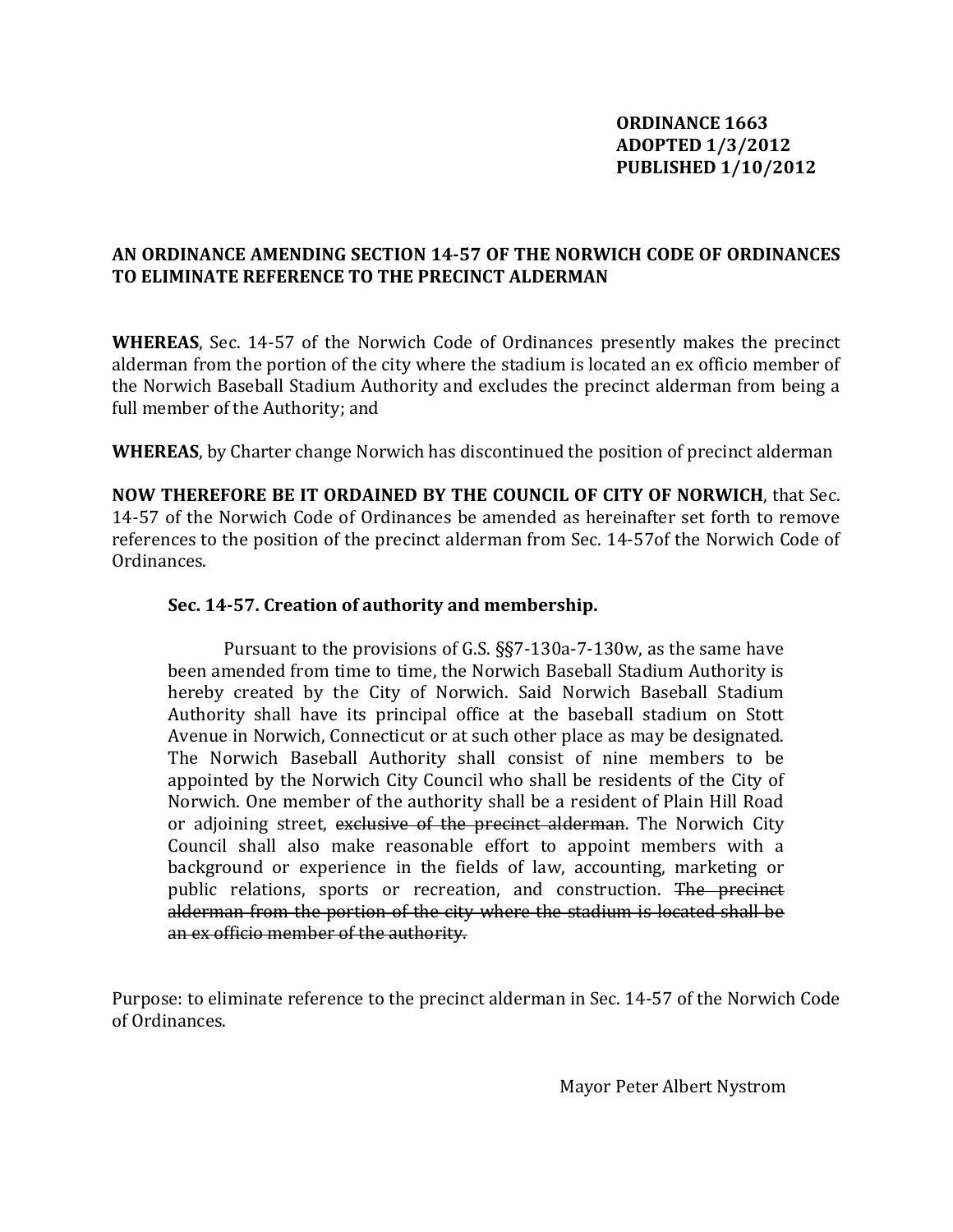**ORDINANCE 1663**
**ADOPTED 1/3/2012**
**PUBLISHED 1/10/2012**

**AN ORDINANCE AMENDING SECTION 14-57 OF THE NORWICH CODE OF ORDINANCES TO ELIMINATE REFERENCE TO THE PRECINCT ALDERMAN**

**WHEREAS**, Sec. 14-57 of the Norwich Code of Ordinances presently makes the precinct alderman from the portion of the city where the stadium is located an ex officio member of the Norwich Baseball Stadium Authority and excludes the precinct alderman from being a full member of the Authority; and

**WHEREAS**, by Charter change Norwich has discontinued the position of precinct alderman

**NOW THEREFORE BE IT ORDAINED BY THE COUNCIL OF CITY OF NORWICH**, that Sec. 14-57 of the Norwich Code of Ordinances be amended as hereinafter set forth to remove references to the position of the precinct alderman from Sec. 14-57of the Norwich Code of Ordinances.

**Sec. 14-57. Creation of authority and membership.**

Pursuant to the provisions of G.S. §§7-130a-7-130w, as the same have been amended from time to time, the Norwich Baseball Stadium Authority is hereby created by the City of Norwich. Said Norwich Baseball Stadium Authority shall have its principal office at the baseball stadium on Stott Avenue in Norwich, Connecticut or at such other place as may be designated. The Norwich Baseball Authority shall consist of nine members to be appointed by the Norwich City Council who shall be residents of the City of Norwich. One member of the authority shall be a resident of Plain Hill Road or adjoining street, ~~exclusive of the precinct alderman~~. The Norwich City Council shall also make reasonable effort to appoint members with a background or experience in the fields of law, accounting, marketing or public relations, sports or recreation, and construction. ~~The precinct alderman from the portion of the city where the stadium is located shall be an ex officio member of the authority.~~

Purpose: to eliminate reference to the precinct alderman in Sec. 14-57 of the Norwich Code of Ordinances.

Mayor Peter Albert Nystrom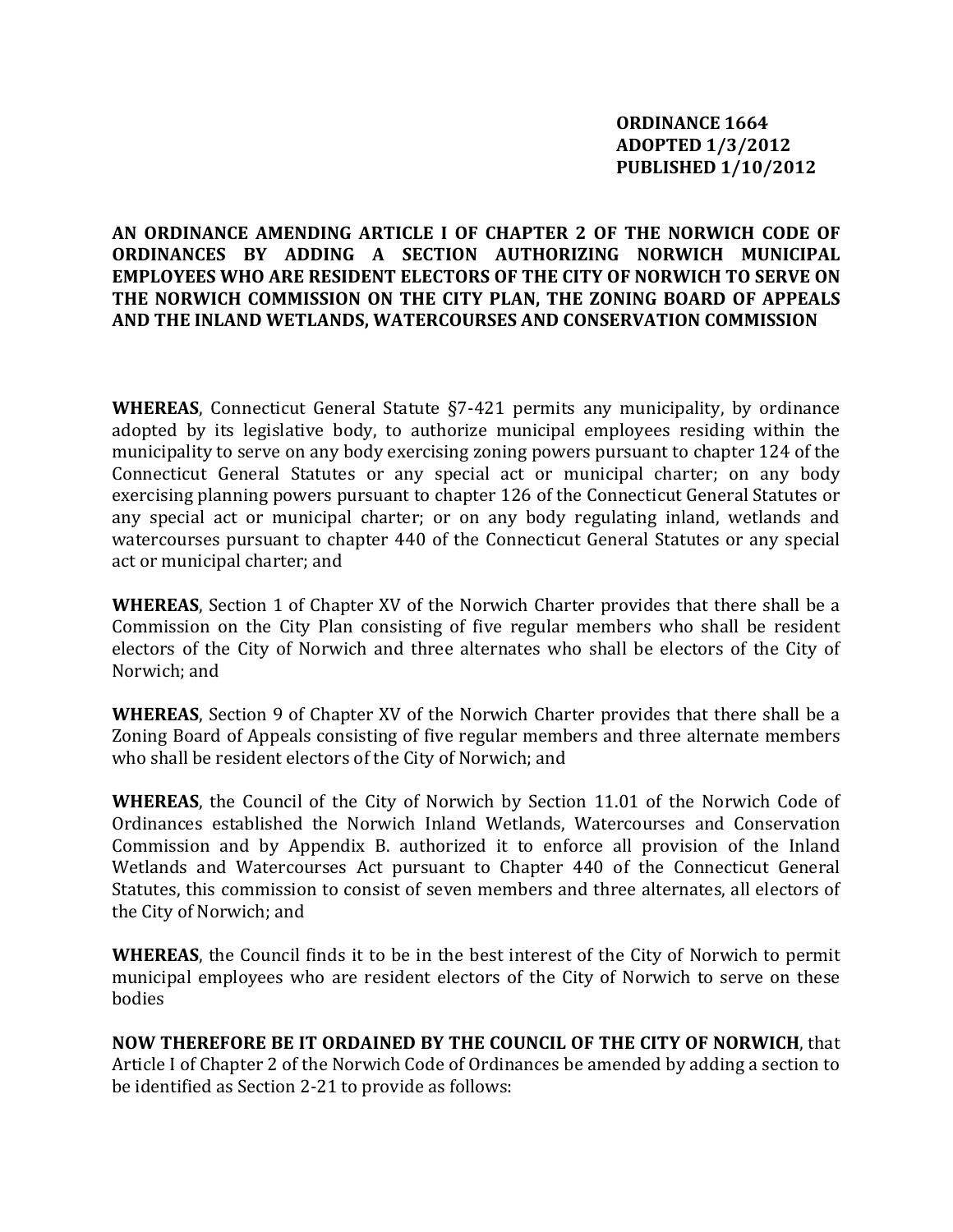**ORDINANCE 1664**
**ADOPTED 1/3/2012**
**PUBLISHED 1/10/2012**

**AN ORDINANCE AMENDING ARTICLE I OF CHAPTER 2 OF THE NORWICH CODE OF ORDINANCES BY ADDING A SECTION AUTHORIZING NORWICH MUNICIPAL EMPLOYEES WHO ARE RESIDENT ELECTORS OF THE CITY OF NORWICH TO SERVE ON THE NORWICH COMMISSION ON THE CITY PLAN, THE ZONING BOARD OF APPEALS AND THE INLAND WETLANDS, WATERCOURSES AND CONSERVATION COMMISSION**

**WHEREAS**, Connecticut General Statute §7-421 permits any municipality, by ordinance adopted by its legislative body, to authorize municipal employees residing within the municipality to serve on any body exercising zoning powers pursuant to chapter 124 of the Connecticut General Statutes or any special act or municipal charter; on any body exercising planning powers pursuant to chapter 126 of the Connecticut General Statutes or any special act or municipal charter; or on any body regulating inland, wetlands and watercourses pursuant to chapter 440 of the Connecticut General Statutes or any special act or municipal charter; and

**WHEREAS**, Section 1 of Chapter XV of the Norwich Charter provides that there shall be a Commission on the City Plan consisting of five regular members who shall be resident electors of the City of Norwich and three alternates who shall be electors of the City of Norwich; and

**WHEREAS**, Section 9 of Chapter XV of the Norwich Charter provides that there shall be a Zoning Board of Appeals consisting of five regular members and three alternate members who shall be resident electors of the City of Norwich; and

**WHEREAS**, the Council of the City of Norwich by Section 11.01 of the Norwich Code of Ordinances established the Norwich Inland Wetlands, Watercourses and Conservation Commission and by Appendix B. authorized it to enforce all provision of the Inland Wetlands and Watercourses Act pursuant to Chapter 440 of the Connecticut General Statutes, this commission to consist of seven members and three alternates, all electors of the City of Norwich; and

**WHEREAS**, the Council finds it to be in the best interest of the City of Norwich to permit municipal employees who are resident electors of the City of Norwich to serve on these bodies

**NOW THEREFORE BE IT ORDAINED BY THE COUNCIL OF THE CITY OF NORWICH**, that Article I of Chapter 2 of the Norwich Code of Ordinances be amended by adding a section to be identified as Section 2-21 to provide as follows: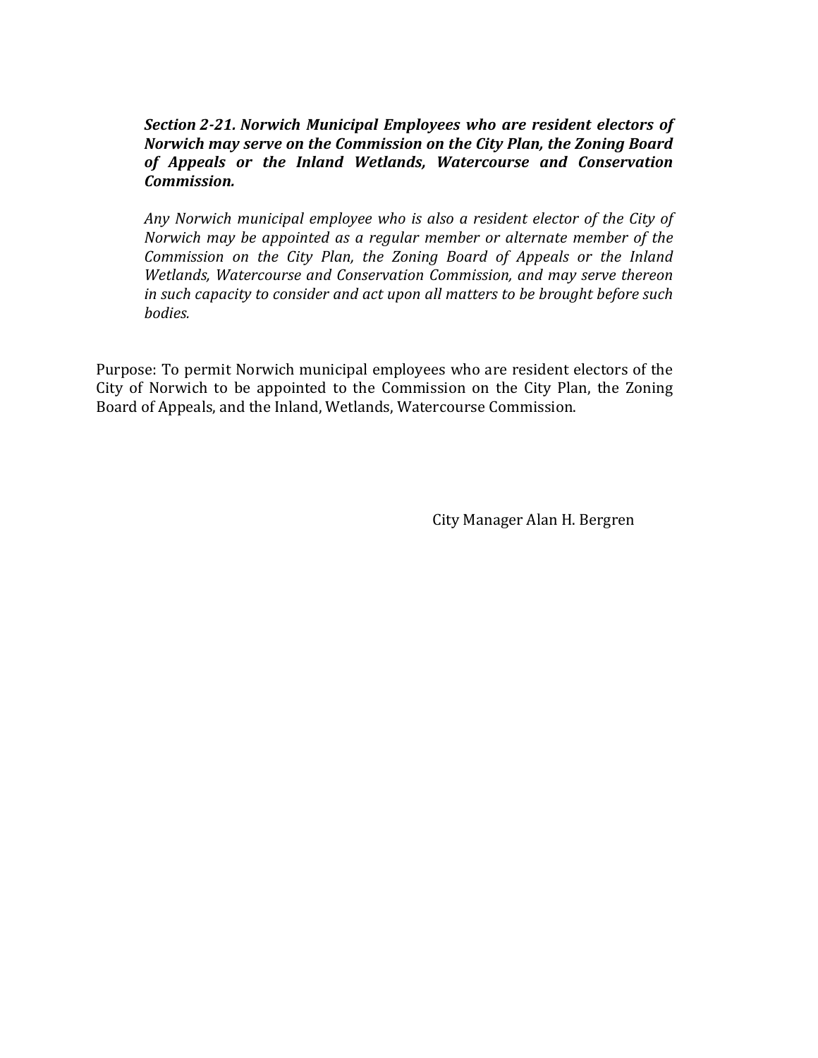***Section 2-21. Norwich Municipal Employees who are resident electors of Norwich may serve on the Commission on the City Plan, the Zoning Board of Appeals or the Inland Wetlands, Watercourse and Conservation Commission.***

*Any Norwich municipal employee who is also a resident elector of the City of Norwich may be appointed as a regular member or alternate member of the Commission on the City Plan, the Zoning Board of Appeals or the Inland Wetlands, Watercourse and Conservation Commission, and may serve thereon in such capacity to consider and act upon all matters to be brought before such bodies.*

Purpose: To permit Norwich municipal employees who are resident electors of the City of Norwich to be appointed to the Commission on the City Plan, the Zoning Board of Appeals, and the Inland, Wetlands, Watercourse Commission.

City Manager Alan H. Bergren